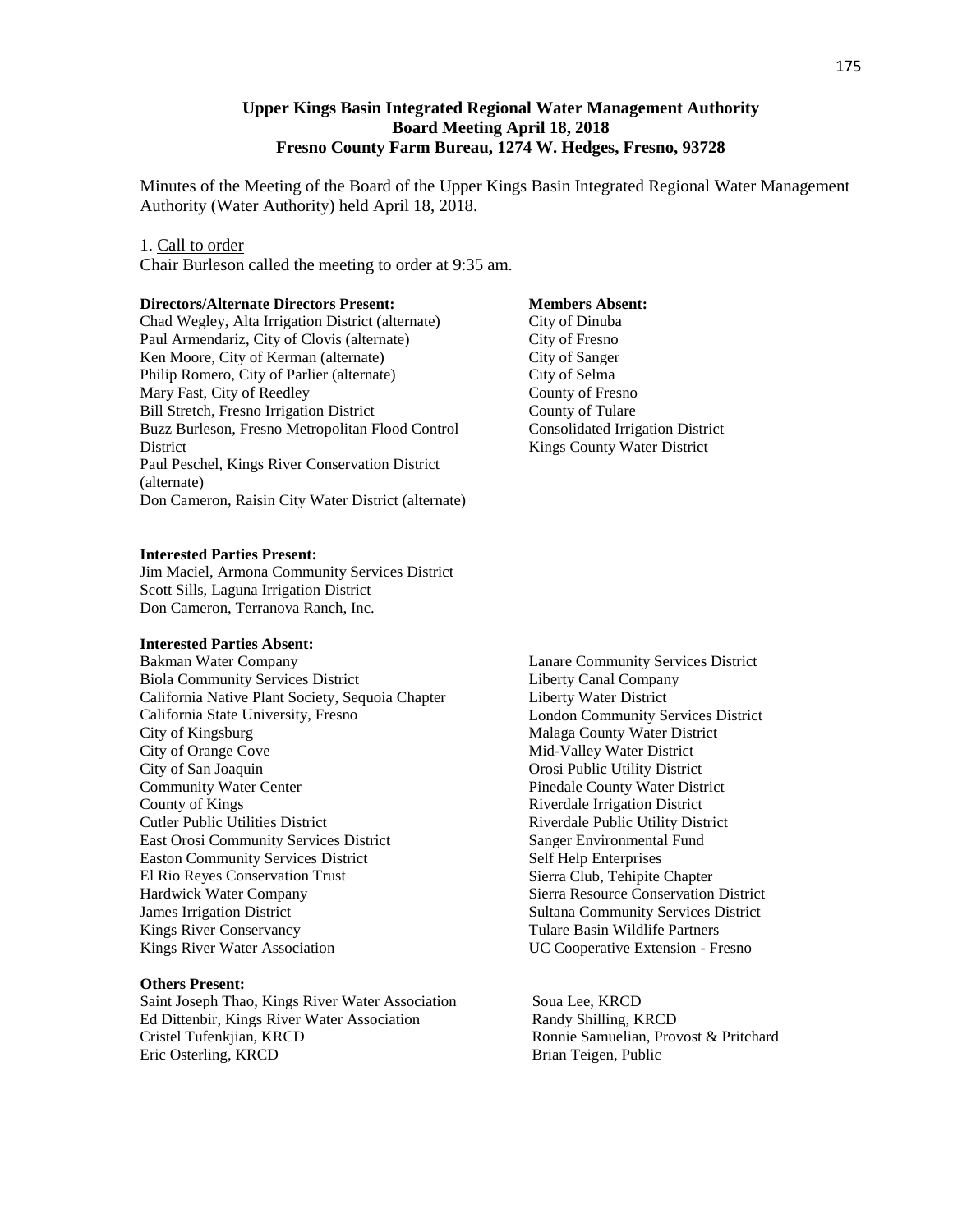**Upper Kings Basin Integrated Regional Water Management Authority**
**Board Meeting April 18, 2018**
**Fresno County Farm Bureau, 1274 W. Hedges, Fresno, 93728**

Minutes of the Meeting of the Board of the Upper Kings Basin Integrated Regional Water Management Authority (Water Authority) held April 18, 2018.

1. Call to order

Chair Burleson called the meeting to order at 9:35 am.

**Directors/Alternate Directors Present:**

Chad Wegley, Alta Irrigation District (alternate)
Paul Armendariz, City of Clovis (alternate)
Ken Moore, City of Kerman (alternate)
Philip Romero, City of Parlier (alternate)
Mary Fast, City of Reedley
Bill Stretch, Fresno Irrigation District
Buzz Burleson, Fresno Metropolitan Flood Control District
Paul Peschel, Kings River Conservation District (alternate)
Don Cameron, Raisin City Water District (alternate)

**Members Absent:**

City of Dinuba
City of Fresno
City of Sanger
City of Selma
County of Fresno
County of Tulare
Consolidated Irrigation District
Kings County Water District

**Interested Parties Present:**

Jim Maciel, Armona Community Services District
Scott Sills, Laguna Irrigation District
Don Cameron, Terranova Ranch, Inc.

**Interested Parties Absent:**

Bakman Water Company
Biola Community Services District
California Native Plant Society, Sequoia Chapter
California State University, Fresno
City of Kingsburg
City of Orange Cove
City of San Joaquin
Community Water Center
County of Kings
Cutler Public Utilities District
East Orosi Community Services District
Easton Community Services District
El Rio Reyes Conservation Trust
Hardwick Water Company
James Irrigation District
Kings River Conservancy
Kings River Water Association
Lanare Community Services District
Liberty Canal Company
Liberty Water District
London Community Services District
Malaga County Water District
Mid-Valley Water District
Orosi Public Utility District
Pinedale County Water District
Riverdale Irrigation District
Riverdale Public Utility District
Sanger Environmental Fund
Self Help Enterprises
Sierra Club, Tehipite Chapter
Sierra Resource Conservation District
Sultana Community Services District
Tulare Basin Wildlife Partners
UC Cooperative Extension - Fresno

**Others Present:**

Saint Joseph Thao, Kings River Water Association
Ed Dittenbir, Kings River Water Association
Cristel Tufenkjian, KRCD
Eric Osterling, KRCD
Soua Lee, KRCD
Randy Shilling, KRCD
Ronnie Samuelian, Provost & Pritchard
Brian Teigen, Public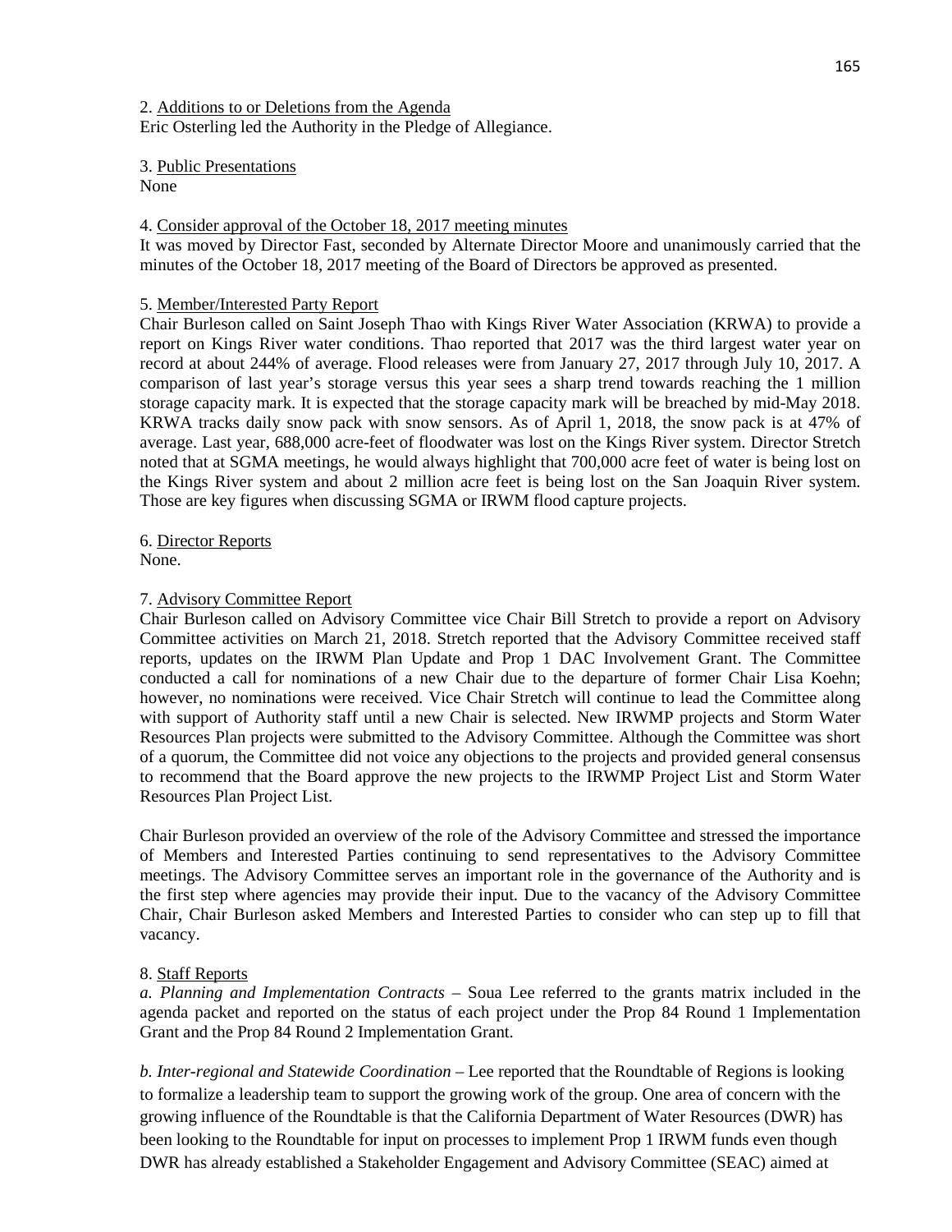2. Additions to or Deletions from the Agenda

Eric Osterling led the Authority in the Pledge of Allegiance.

3. Public Presentations

None

4. Consider approval of the October 18, 2017 meeting minutes

It was moved by Director Fast, seconded by Alternate Director Moore and unanimously carried that the minutes of the October 18, 2017 meeting of the Board of Directors be approved as presented.

5. Member/Interested Party Report

Chair Burleson called on Saint Joseph Thao with Kings River Water Association (KRWA) to provide a report on Kings River water conditions. Thao reported that 2017 was the third largest water year on record at about 244% of average. Flood releases were from January 27, 2017 through July 10, 2017. A comparison of last year's storage versus this year sees a sharp trend towards reaching the 1 million storage capacity mark. It is expected that the storage capacity mark will be breached by mid-May 2018. KRWA tracks daily snow pack with snow sensors. As of April 1, 2018, the snow pack is at 47% of average. Last year, 688,000 acre-feet of floodwater was lost on the Kings River system. Director Stretch noted that at SGMA meetings, he would always highlight that 700,000 acre feet of water is being lost on the Kings River system and about 2 million acre feet is being lost on the San Joaquin River system. Those are key figures when discussing SGMA or IRWM flood capture projects.

6. Director Reports

None.

7. Advisory Committee Report

Chair Burleson called on Advisory Committee vice Chair Bill Stretch to provide a report on Advisory Committee activities on March 21, 2018. Stretch reported that the Advisory Committee received staff reports, updates on the IRWM Plan Update and Prop 1 DAC Involvement Grant. The Committee conducted a call for nominations of a new Chair due to the departure of former Chair Lisa Koehn; however, no nominations were received. Vice Chair Stretch will continue to lead the Committee along with support of Authority staff until a new Chair is selected. New IRWMP projects and Storm Water Resources Plan projects were submitted to the Advisory Committee. Although the Committee was short of a quorum, the Committee did not voice any objections to the projects and provided general consensus to recommend that the Board approve the new projects to the IRWMP Project List and Storm Water Resources Plan Project List.

Chair Burleson provided an overview of the role of the Advisory Committee and stressed the importance of Members and Interested Parties continuing to send representatives to the Advisory Committee meetings. The Advisory Committee serves an important role in the governance of the Authority and is the first step where agencies may provide their input. Due to the vacancy of the Advisory Committee Chair, Chair Burleson asked Members and Interested Parties to consider who can step up to fill that vacancy.

8. Staff Reports

*a. Planning and Implementation Contracts* – Soua Lee referred to the grants matrix included in the agenda packet and reported on the status of each project under the Prop 84 Round 1 Implementation Grant and the Prop 84 Round 2 Implementation Grant.

*b. Inter-regional and Statewide Coordination* – Lee reported that the Roundtable of Regions is looking to formalize a leadership team to support the growing work of the group. One area of concern with the growing influence of the Roundtable is that the California Department of Water Resources (DWR) has been looking to the Roundtable for input on processes to implement Prop 1 IRWM funds even though DWR has already established a Stakeholder Engagement and Advisory Committee (SEAC) aimed at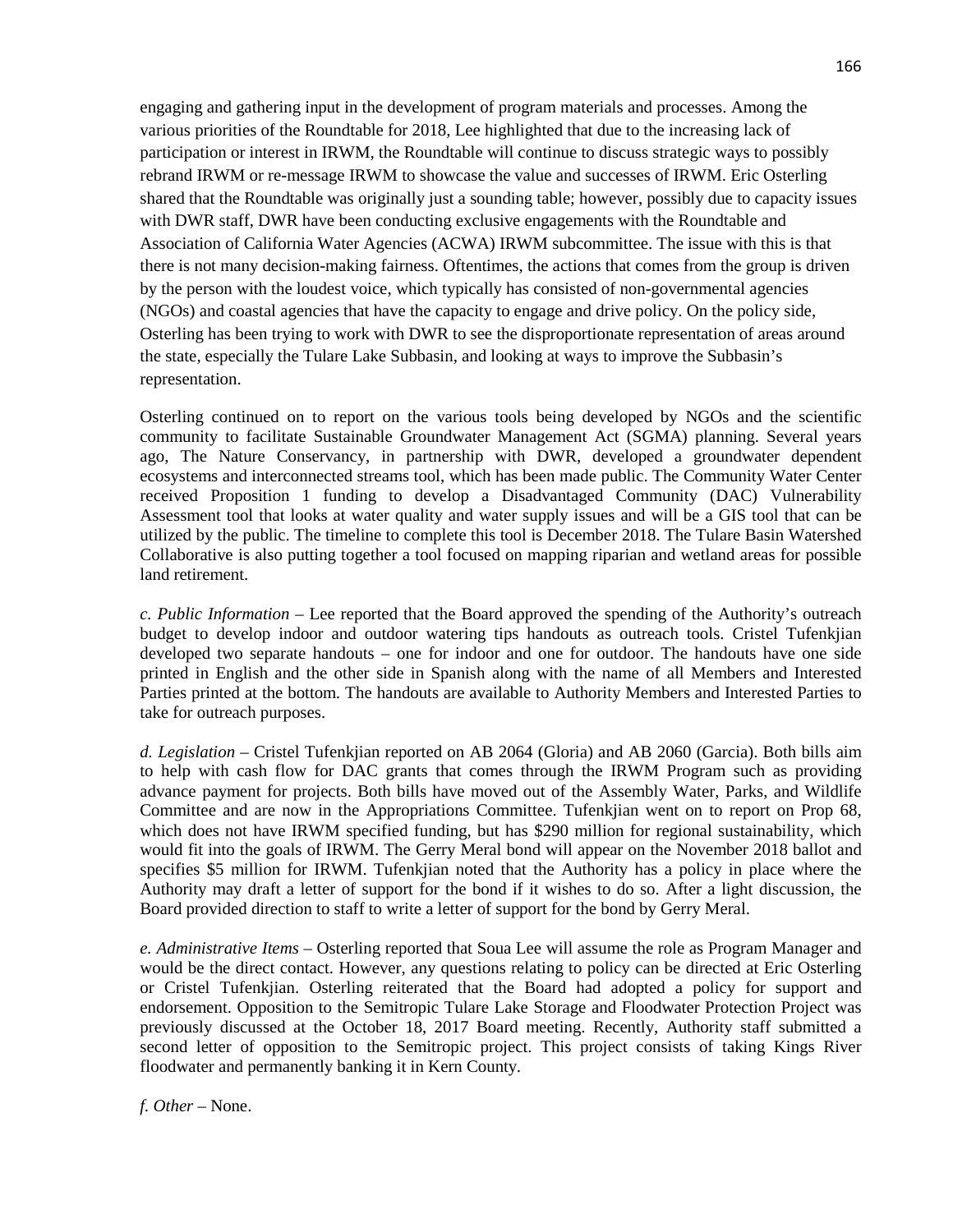engaging and gathering input in the development of program materials and processes. Among the various priorities of the Roundtable for 2018, Lee highlighted that due to the increasing lack of participation or interest in IRWM, the Roundtable will continue to discuss strategic ways to possibly rebrand IRWM or re-message IRWM to showcase the value and successes of IRWM. Eric Osterling shared that the Roundtable was originally just a sounding table; however, possibly due to capacity issues with DWR staff, DWR have been conducting exclusive engagements with the Roundtable and Association of California Water Agencies (ACWA) IRWM subcommittee. The issue with this is that there is not many decision-making fairness. Oftentimes, the actions that comes from the group is driven by the person with the loudest voice, which typically has consisted of non-governmental agencies (NGOs) and coastal agencies that have the capacity to engage and drive policy. On the policy side, Osterling has been trying to work with DWR to see the disproportionate representation of areas around the state, especially the Tulare Lake Subbasin, and looking at ways to improve the Subbasin's representation.

Osterling continued on to report on the various tools being developed by NGOs and the scientific community to facilitate Sustainable Groundwater Management Act (SGMA) planning. Several years ago, The Nature Conservancy, in partnership with DWR, developed a groundwater dependent ecosystems and interconnected streams tool, which has been made public. The Community Water Center received Proposition 1 funding to develop a Disadvantaged Community (DAC) Vulnerability Assessment tool that looks at water quality and water supply issues and will be a GIS tool that can be utilized by the public. The timeline to complete this tool is December 2018. The Tulare Basin Watershed Collaborative is also putting together a tool focused on mapping riparian and wetland areas for possible land retirement.

*c. Public Information* – Lee reported that the Board approved the spending of the Authority's outreach budget to develop indoor and outdoor watering tips handouts as outreach tools. Cristel Tufenkjian developed two separate handouts – one for indoor and one for outdoor. The handouts have one side printed in English and the other side in Spanish along with the name of all Members and Interested Parties printed at the bottom. The handouts are available to Authority Members and Interested Parties to take for outreach purposes.

*d. Legislation* – Cristel Tufenkjian reported on AB 2064 (Gloria) and AB 2060 (Garcia). Both bills aim to help with cash flow for DAC grants that comes through the IRWM Program such as providing advance payment for projects. Both bills have moved out of the Assembly Water, Parks, and Wildlife Committee and are now in the Appropriations Committee. Tufenkjian went on to report on Prop 68, which does not have IRWM specified funding, but has $290 million for regional sustainability, which would fit into the goals of IRWM. The Gerry Meral bond will appear on the November 2018 ballot and specifies $5 million for IRWM. Tufenkjian noted that the Authority has a policy in place where the Authority may draft a letter of support for the bond if it wishes to do so. After a light discussion, the Board provided direction to staff to write a letter of support for the bond by Gerry Meral.

*e. Administrative Items* – Osterling reported that Soua Lee will assume the role as Program Manager and would be the direct contact. However, any questions relating to policy can be directed at Eric Osterling or Cristel Tufenkjian. Osterling reiterated that the Board had adopted a policy for support and endorsement. Opposition to the Semitropic Tulare Lake Storage and Floodwater Protection Project was previously discussed at the October 18, 2017 Board meeting. Recently, Authority staff submitted a second letter of opposition to the Semitropic project. This project consists of taking Kings River floodwater and permanently banking it in Kern County.

*f. Other* – None.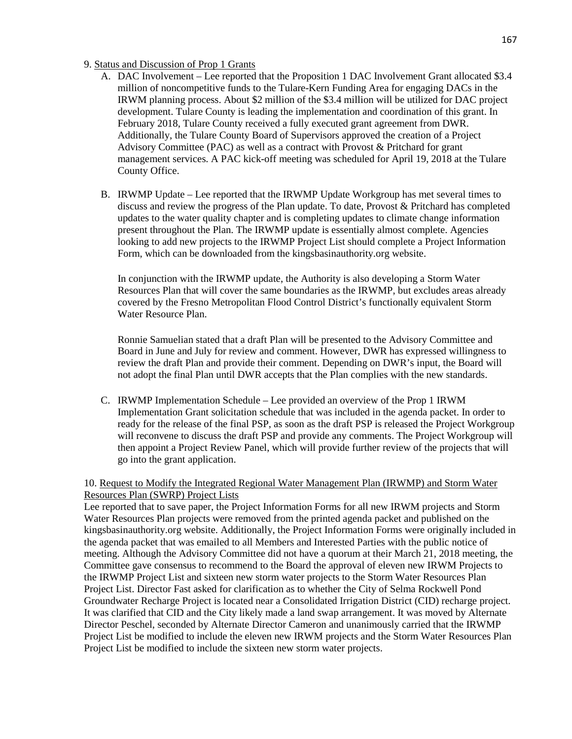9. Status and Discussion of Prop 1 Grants

A. DAC Involvement – Lee reported that the Proposition 1 DAC Involvement Grant allocated $3.4 million of noncompetitive funds to the Tulare-Kern Funding Area for engaging DACs in the IRWM planning process. About $2 million of the $3.4 million will be utilized for DAC project development. Tulare County is leading the implementation and coordination of this grant. In February 2018, Tulare County received a fully executed grant agreement from DWR. Additionally, the Tulare County Board of Supervisors approved the creation of a Project Advisory Committee (PAC) as well as a contract with Provost & Pritchard for grant management services. A PAC kick-off meeting was scheduled for April 19, 2018 at the Tulare County Office.

B. IRWMP Update – Lee reported that the IRWMP Update Workgroup has met several times to discuss and review the progress of the Plan update. To date, Provost & Pritchard has completed updates to the water quality chapter and is completing updates to climate change information present throughout the Plan. The IRWMP update is essentially almost complete. Agencies looking to add new projects to the IRWMP Project List should complete a Project Information Form, which can be downloaded from the kingsbasinauthority.org website.

   In conjunction with the IRWMP update, the Authority is also developing a Storm Water Resources Plan that will cover the same boundaries as the IRWMP, but excludes areas already covered by the Fresno Metropolitan Flood Control District's functionally equivalent Storm Water Resource Plan.

   Ronnie Samuelian stated that a draft Plan will be presented to the Advisory Committee and Board in June and July for review and comment. However, DWR has expressed willingness to review the draft Plan and provide their comment. Depending on DWR's input, the Board will not adopt the final Plan until DWR accepts that the Plan complies with the new standards.

C. IRWMP Implementation Schedule – Lee provided an overview of the Prop 1 IRWM Implementation Grant solicitation schedule that was included in the agenda packet. In order to ready for the release of the final PSP, as soon as the draft PSP is released the Project Workgroup will reconvene to discuss the draft PSP and provide any comments. The Project Workgroup will then appoint a Project Review Panel, which will provide further review of the projects that will go into the grant application.

10. Request to Modify the Integrated Regional Water Management Plan (IRWMP) and Storm Water Resources Plan (SWRP) Project Lists

Lee reported that to save paper, the Project Information Forms for all new IRWM projects and Storm Water Resources Plan projects were removed from the printed agenda packet and published on the kingsbasinauthority.org website. Additionally, the Project Information Forms were originally included in the agenda packet that was emailed to all Members and Interested Parties with the public notice of meeting. Although the Advisory Committee did not have a quorum at their March 21, 2018 meeting, the Committee gave consensus to recommend to the Board the approval of eleven new IRWM Projects to the IRWMP Project List and sixteen new storm water projects to the Storm Water Resources Plan Project List. Director Fast asked for clarification as to whether the City of Selma Rockwell Pond Groundwater Recharge Project is located near a Consolidated Irrigation District (CID) recharge project. It was clarified that CID and the City likely made a land swap arrangement. It was moved by Alternate Director Peschel, seconded by Alternate Director Cameron and unanimously carried that the IRWMP Project List be modified to include the eleven new IRWM projects and the Storm Water Resources Plan Project List be modified to include the sixteen new storm water projects.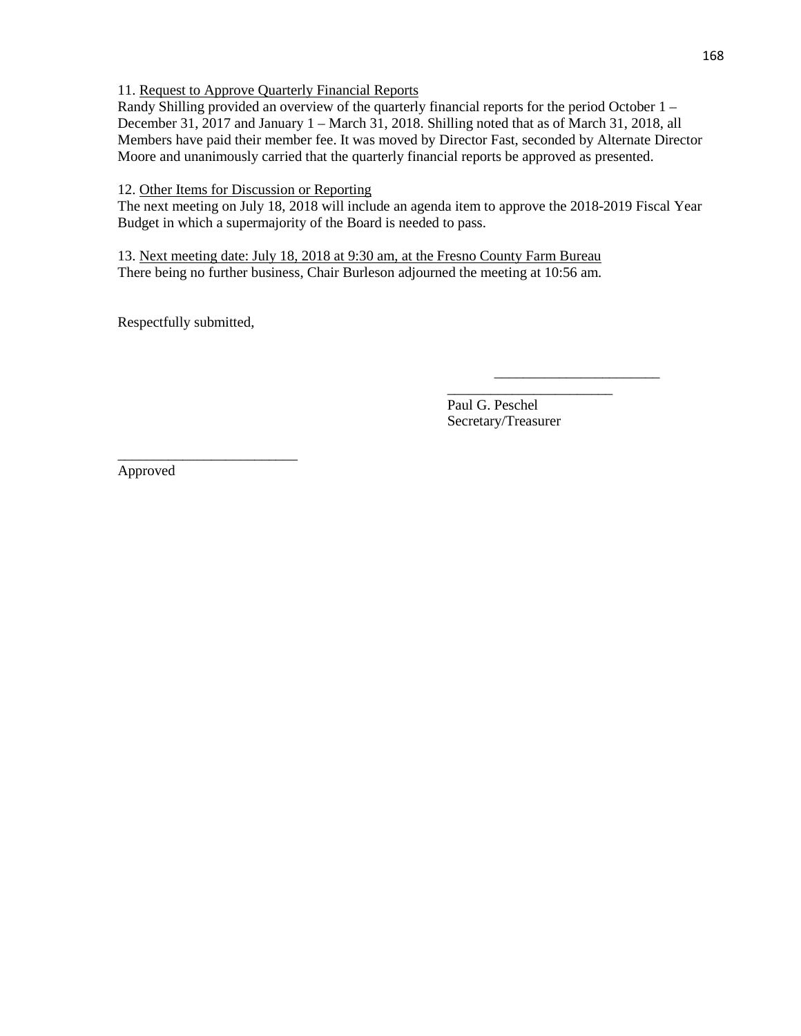11. Request to Approve Quarterly Financial Reports
Randy Shilling provided an overview of the quarterly financial reports for the period October 1 – December 31, 2017 and January 1 – March 31, 2018. Shilling noted that as of March 31, 2018, all Members have paid their member fee. It was moved by Director Fast, seconded by Alternate Director Moore and unanimously carried that the quarterly financial reports be approved as presented.

12. Other Items for Discussion or Reporting
The next meeting on July 18, 2018 will include an agenda item to approve the 2018-2019 Fiscal Year Budget in which a supermajority of the Board is needed to pass.

13. Next meeting date: July 18, 2018 at 9:30 am, at the Fresno County Farm Bureau
There being no further business, Chair Burleson adjourned the meeting at 10:56 am.

Respectfully submitted,

_______________________

_______________________
Paul G. Peschel
Secretary/Treasurer

_________________________
Approved